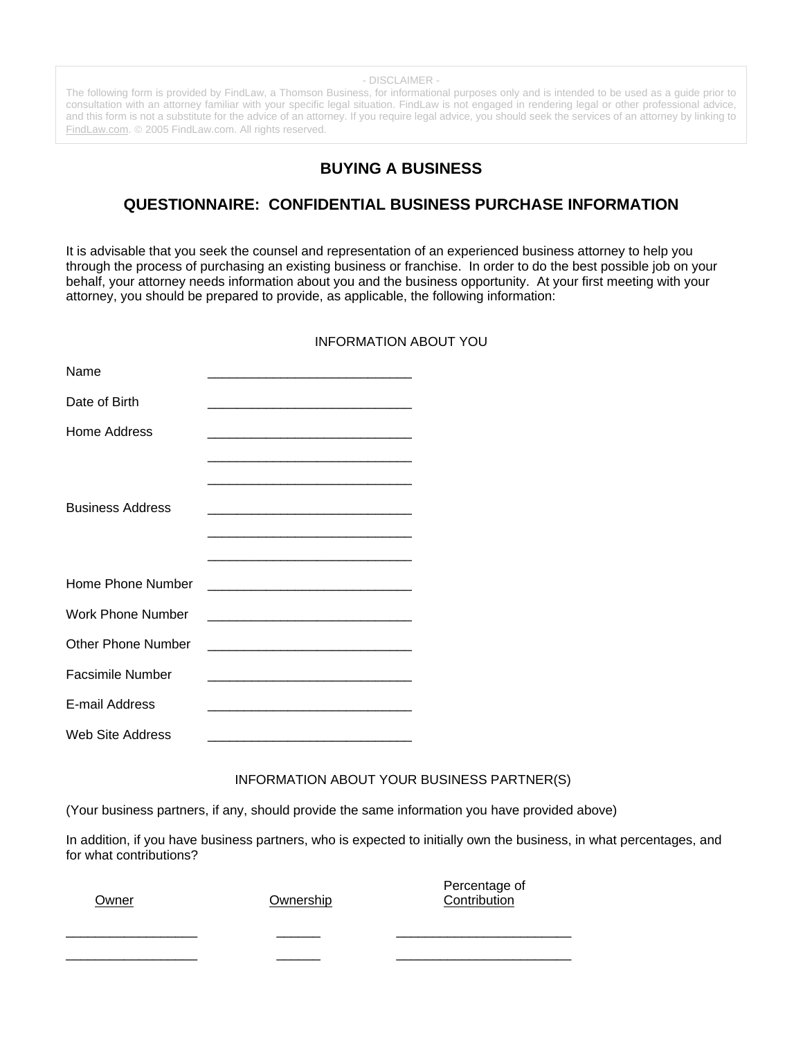- DISCLAIMER -

The following form is provided by FindLaw, a Thomson Business, for informational purposes only and is intended to be used as a guide prior to consultation with an attorney familiar with your specific legal situation. FindLaw is not engaged in rendering legal or other professional advice, and this form is not a substitute for the advice of an attorney. If you require legal advice, you should seek the services of an attorney by linking to FindLaw.com. © 2005 FindLaw.com. All rights reserved.

## BUYING A BUSINESS

## QUESTIONNAIRE: CONFIDENTIAL BUSINESS PURCHASE INFORMATION

It is advisable that you seek the counsel and representation of an experienced business attorney to help you through the process of purchasing an existing business or franchise. In order to do the best possible job on your behalf, your attorney needs information about you and the business opportunity. At your first meeting with your attorney, you should be prepared to provide, as applicable, the following information:

### INFORMATION ABOUT YOU

Name ____________________________

Date of Birth ____________________________

Home Address ____________________________

____________________________

____________________________

Business Address ____________________________

____________________________

____________________________

Home Phone Number ____________________________

Work Phone Number ____________________________

Other Phone Number ____________________________

Facsimile Number ____________________________

E-mail Address ____________________________

Web Site Address ____________________________

### INFORMATION ABOUT YOUR BUSINESS PARTNER(S)

(Your business partners, if any, should provide the same information you have provided above)

In addition, if you have business partners, who is expected to initially own the business, in what percentages, and for what contributions?

| Owner | Ownership | Percentage of Contribution |
|---|---|---|
| __________________ | ______ | ________________________ |
| __________________ | ______ | ________________________ |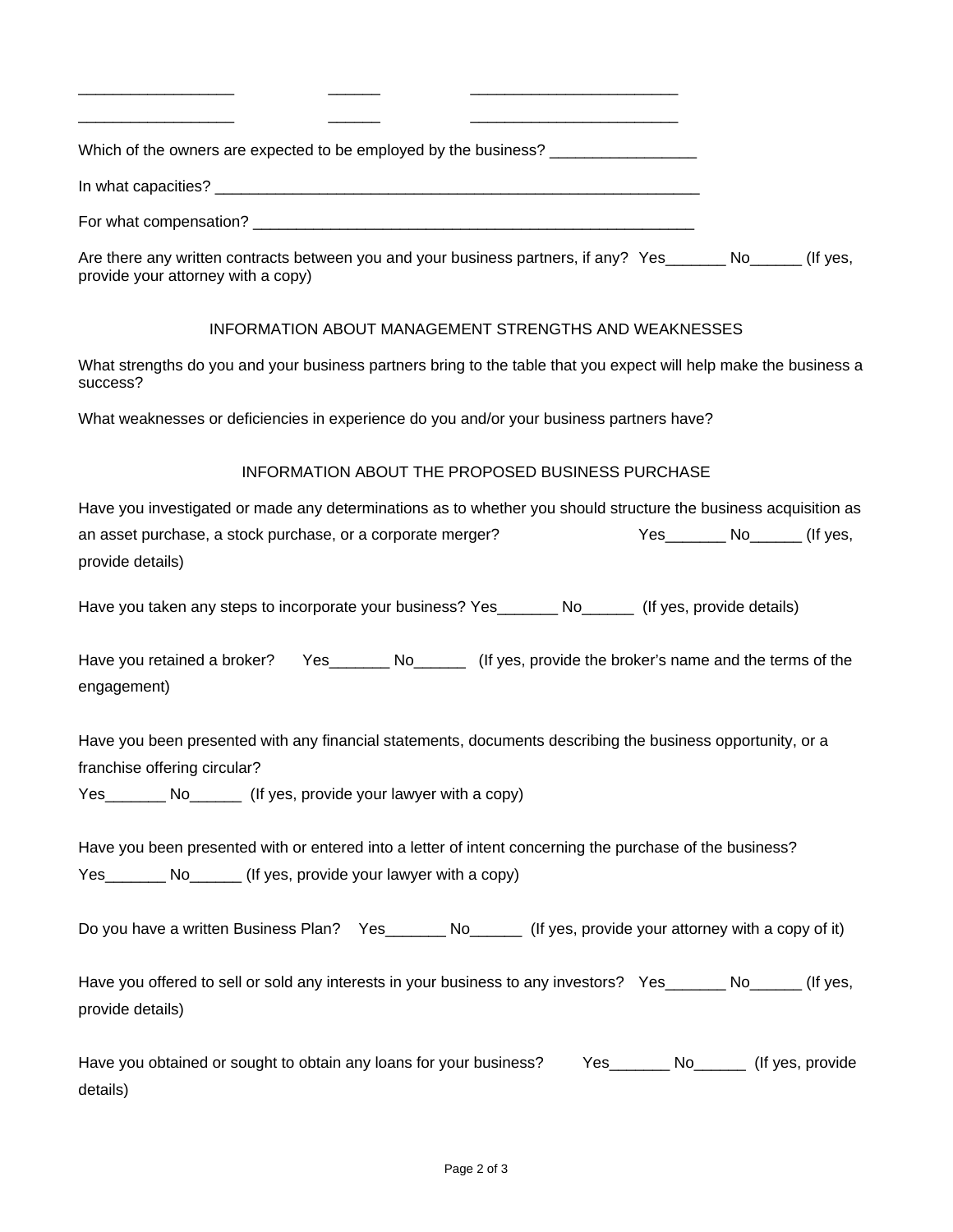__________________ ______ ________________________

__________________ ______ ________________________

Which of the owners are expected to be employed by the business? _________________

In what capacities? __________________________________________________________

For what compensation? ____________________________________________________

Are there any written contracts between you and your business partners, if any? Yes_______ No______ (If yes, provide your attorney with a copy)

## INFORMATION ABOUT MANAGEMENT STRENGTHS AND WEAKNESSES

What strengths do you and your business partners bring to the table that you expect will help make the business a success?

What weaknesses or deficiencies in experience do you and/or your business partners have?

## INFORMATION ABOUT THE PROPOSED BUSINESS PURCHASE

Have you investigated or made any determinations as to whether you should structure the business acquisition as an asset purchase, a stock purchase, or a corporate merger? Yes_______ No______ (If yes, provide details)

Have you taken any steps to incorporate your business? Yes_______ No______ (If yes, provide details)

Have you retained a broker? Yes_______ No______ (If yes, provide the broker's name and the terms of the engagement)

Have you been presented with any financial statements, documents describing the business opportunity, or a franchise offering circular?
Yes_______ No______ (If yes, provide your lawyer with a copy)

Have you been presented with or entered into a letter of intent concerning the purchase of the business?
Yes_______ No______ (If yes, provide your lawyer with a copy)

Do you have a written Business Plan? Yes_______ No______ (If yes, provide your attorney with a copy of it)

Have you offered to sell or sold any interests in your business to any investors? Yes_______ No______ (If yes, provide details)

Have you obtained or sought to obtain any loans for your business? Yes_______ No______ (If yes, provide details)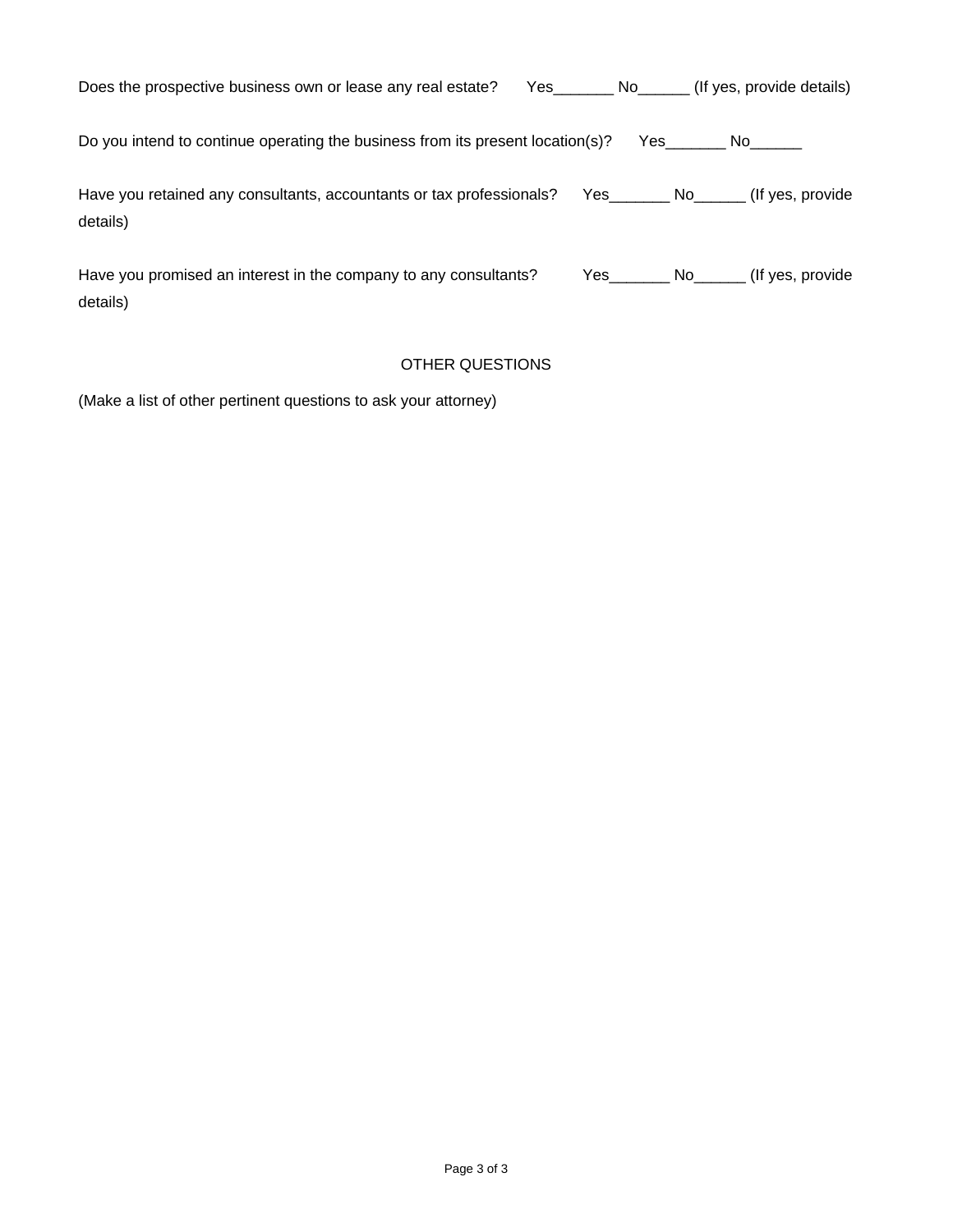Does the prospective business own or lease any real estate? Yes_______ No______ (If yes, provide details)

Do you intend to continue operating the business from its present location(s)? Yes_______ No______

Have you retained any consultants, accountants or tax professionals? Yes_______ No______ (If yes, provide details)

Have you promised an interest in the company to any consultants? Yes_______ No______ (If yes, provide details)

## OTHER QUESTIONS

(Make a list of other pertinent questions to ask your attorney)